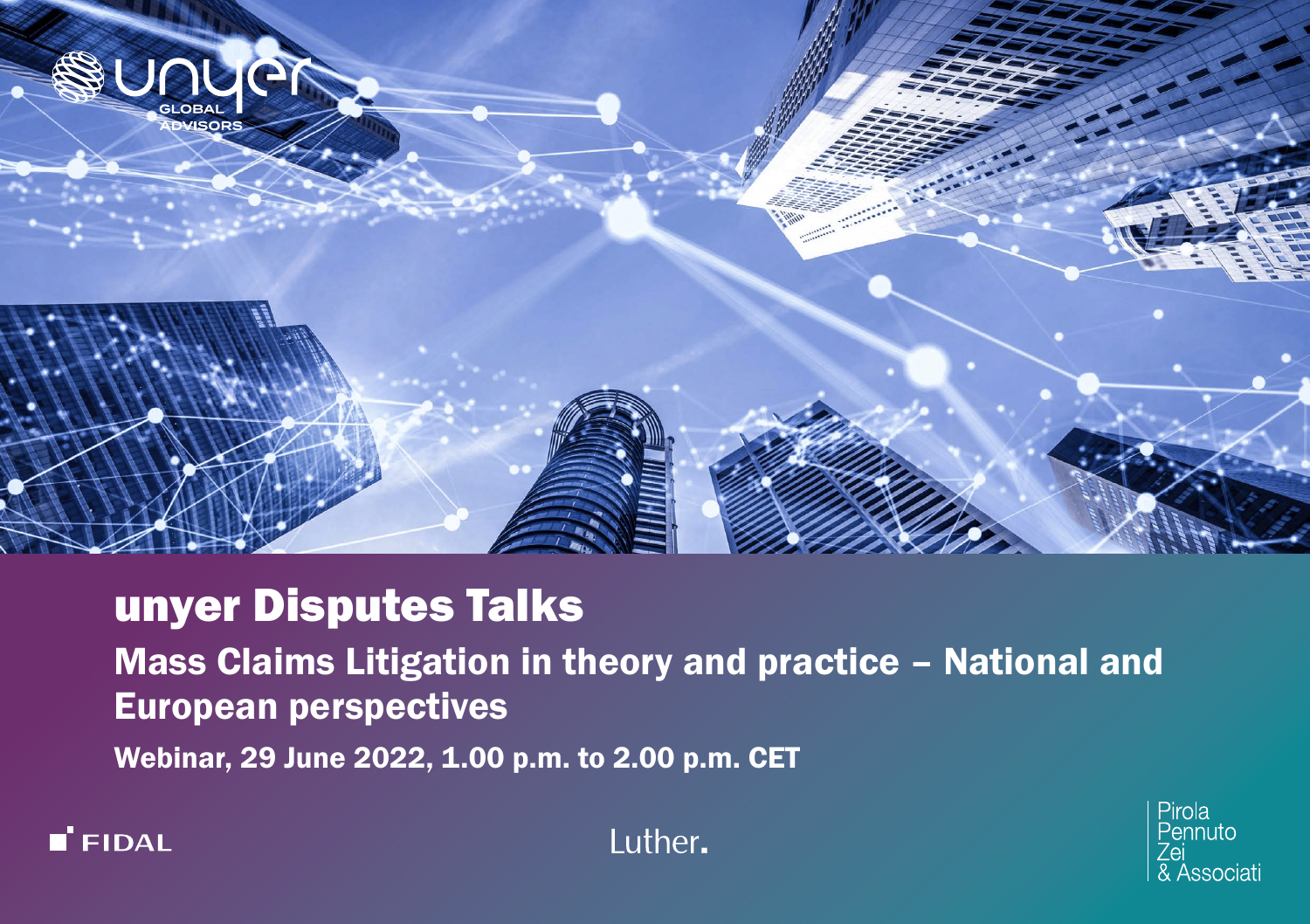unyer GLOBAL ADVISORS

# unyer Disputes Talks

## Mass Claims Litigation in theory and practice – National and European perspectives

**Webinar, 29 June 2022, 1.00 p.m. to 2.00 p.m. CET**

FIDAL

Luther.

Pirola Pennuto Zei & Associati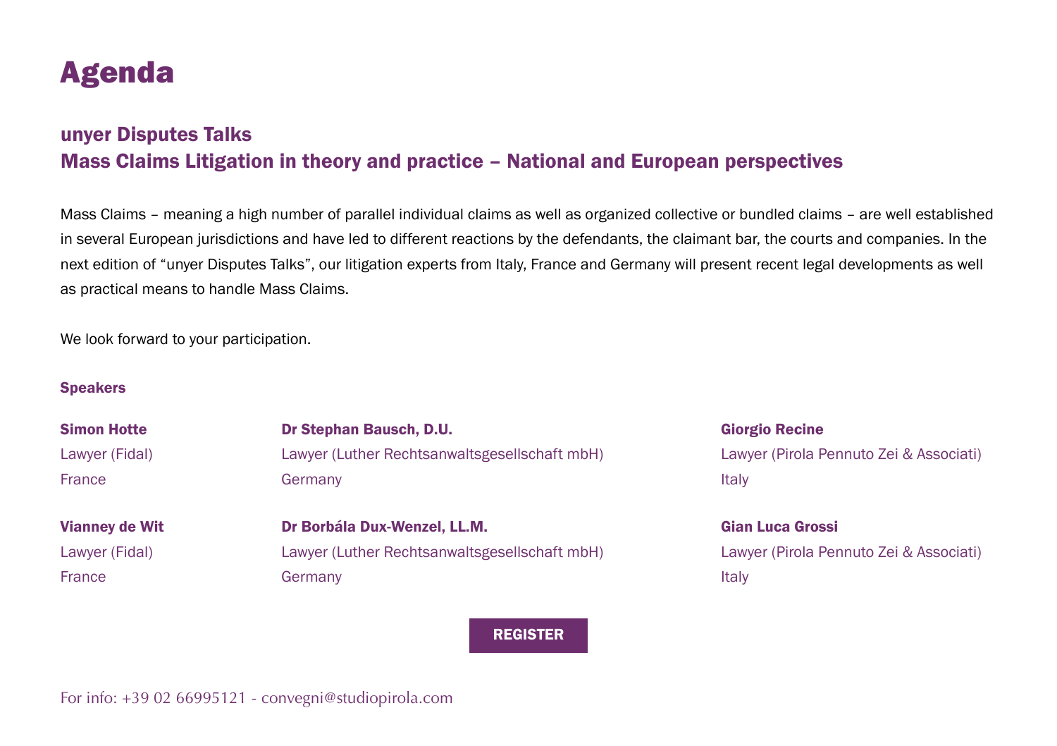# Agenda

## unyer Disputes Talks
## Mass Claims Litigation in theory and practice – National and European perspectives

Mass Claims – meaning a high number of parallel individual claims as well as organized collective or bundled claims – are well established in several European jurisdictions and have led to different reactions by the defendants, the claimant bar, the courts and companies. In the next edition of “unyer Disputes Talks”, our litigation experts from Italy, France and Germany will present recent legal developments as well as practical means to handle Mass Claims.

We look forward to your participation.

**Speakers**

**Simon Hotte**
Lawyer (Fidal)
France

**Vianney de Wit**
Lawyer (Fidal)
France

**Dr Stephan Bausch, D.U.**
Lawyer (Luther Rechtsanwaltsgesellschaft mbH)
Germany

**Dr Borbála Dux-Wenzel, LL.M.**
Lawyer (Luther Rechtsanwaltsgesellschaft mbH)
Germany

**Giorgio Recine**
Lawyer (Pirola Pennuto Zei & Associati)
Italy

**Gian Luca Grossi**
Lawyer (Pirola Pennuto Zei & Associati)
Italy

**REGISTER**

For info: +39 02 66995121 - convegni@studiopirola.com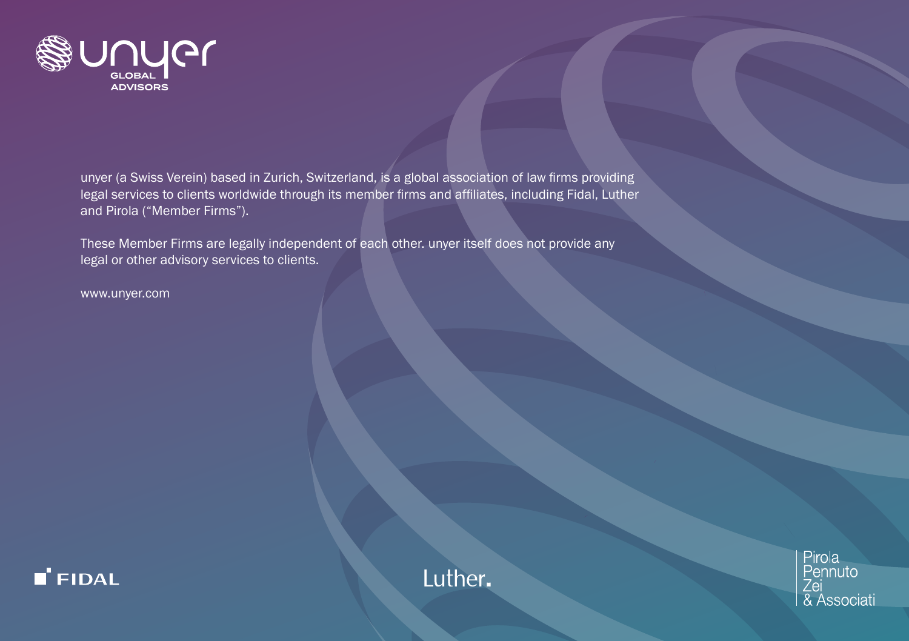unyer GLOBAL ADVISORS

unyer (a Swiss Verein) based in Zurich, Switzerland, is a global association of law firms providing legal services to clients worldwide through its member firms and affiliates, including Fidal, Luther and Pirola ("Member Firms").

These Member Firms are legally independent of each other. unyer itself does not provide any legal or other advisory services to clients.

www.unyer.com

FIDAL

Luther.

Pirola Pennuto Zei & Associati